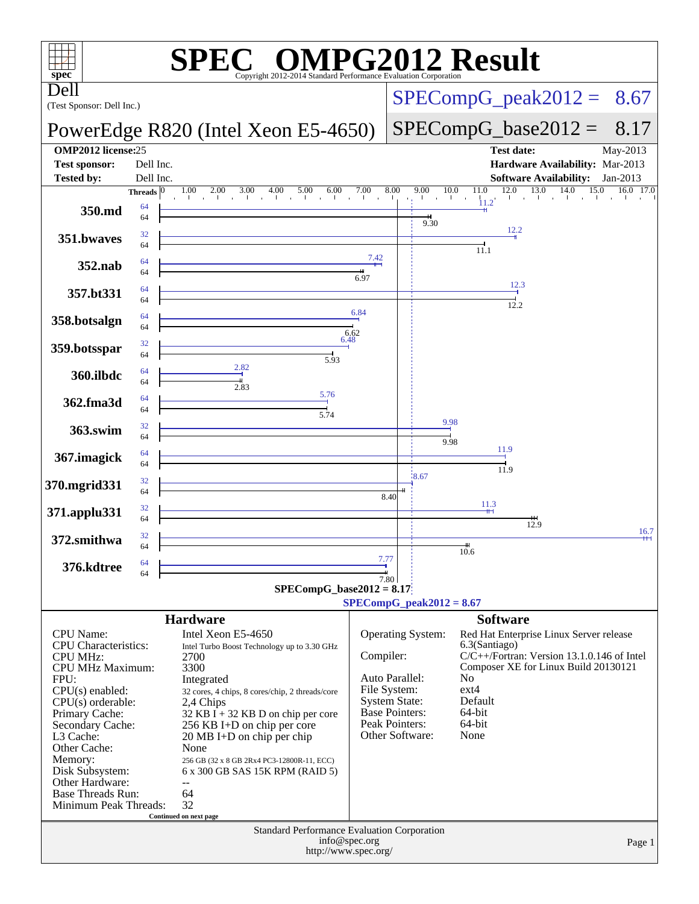# SPEC OMPG2012 Result

Copyright 2012-2014 Standard Performance Evaluation Corporation

**Dell**
(Test Sponsor: Dell Inc.)

**PowerEdge R820 (Intel Xeon E5-4650)**

SPECompG_peak2012 = 8.67

SPECompG_base2012 = 8.17

| | | | |
|---|---|---|---|
| **OMP2012 license:** | 25 | **Test date:** | May-2013 |
| **Test sponsor:** | Dell Inc. | **Hardware Availability:** | Mar-2013 |
| **Tested by:** | Dell Inc. | **Software Availability:** | Jan-2013 |

| Benchmark | Peak Threads | Peak | Base Threads | Base |
|---|---|---|---|---|
| 350.md | 64 | 11.2 | 64 | 9.30 |
| 351.bwaves | 32 | 12.2 | 64 | 11.1 |
| 352.nab | 64 | 7.42 | 64 | 6.97 |
| 357.bt331 | 64 | 12.3 | 64 | 12.2 |
| 358.botsalgn | 64 | 6.84 | 64 | 6.62 |
| 359.botsspar | 32 | 6.48 | 64 | 5.93 |
| 360.ilbdc | 64 | 2.82 | 64 | 2.83 |
| 362.fma3d | 64 | 5.76 | 64 | 5.74 |
| 363.swim | 32 | 9.98 | 64 | 9.98 |
| 367.imagick | 64 | 11.9 | 64 | 11.9 |
| 370.mgrid331 | 32 | 8.67 | 64 | 8.40 |
| 371.applu331 | 32 | 11.3 | 64 | 12.9 |
| 372.smithwa | 32 | 16.7 | 64 | 10.6 |
| 376.kdtree | 64 | 7.77 | 64 | 7.80 |

SPECompG_base2012 = 8.17

SPECompG_peak2012 = 8.67

## Hardware

| | |
|---|---|
| CPU Name: | Intel Xeon E5-4650 |
| CPU Characteristics: | Intel Turbo Boost Technology up to 3.30 GHz |
| CPU MHz: | 2700 |
| CPU MHz Maximum: | 3300 |
| FPU: | Integrated |
| CPU(s) enabled: | 32 cores, 4 chips, 8 cores/chip, 2 threads/core |
| CPU(s) orderable: | 2,4 Chips |
| Primary Cache: | 32 KB I + 32 KB D on chip per core |
| Secondary Cache: | 256 KB I+D on chip per core |
| L3 Cache: | 20 MB I+D on chip per chip |
| Other Cache: | None |
| Memory: | 256 GB (32 x 8 GB 2Rx4 PC3-12800R-11, ECC) |
| Disk Subsystem: | 6 x 300 GB SAS 15K RPM (RAID 5) |
| Other Hardware: | -- |
| Base Threads Run: | 64 |
| Minimum Peak Threads: | 32 |

Continued on next page

## Software

| | |
|---|---|
| Operating System: | Red Hat Enterprise Linux Server release 6.3(Santiago) |
| Compiler: | C/C++/Fortran: Version 13.1.0.146 of Intel Composer XE for Linux Build 20130121 |
| Auto Parallel: | No |
| File System: | ext4 |
| System State: | Default |
| Base Pointers: | 64-bit |
| Peak Pointers: | 64-bit |
| Other Software: | None |

Standard Performance Evaluation Corporation
info@spec.org
http://www.spec.org/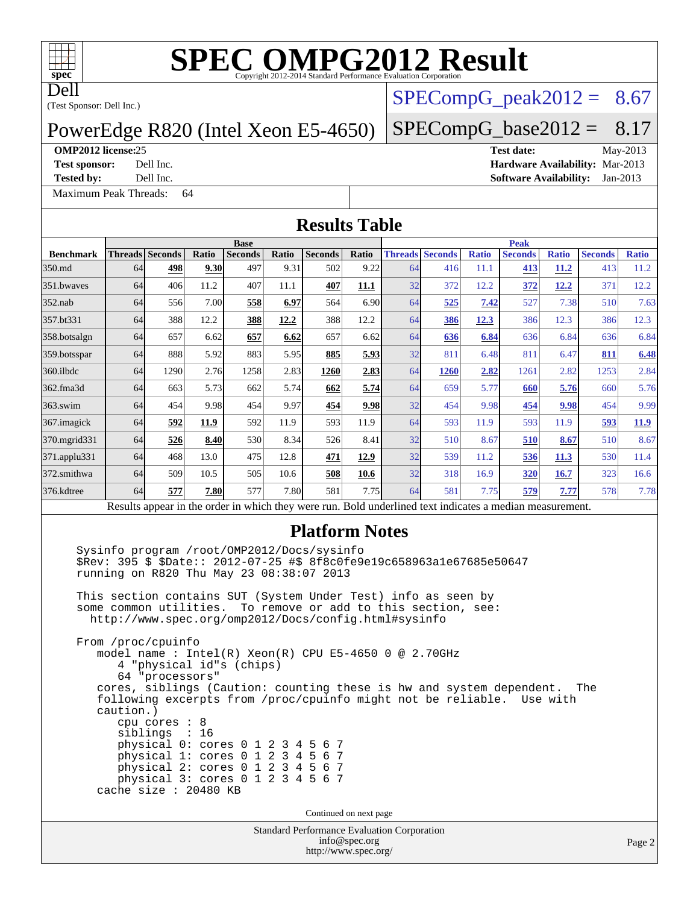# SPEC OMPG2012 Result

Copyright 2012-2014 Standard Performance Evaluation Corporation

Dell
(Test Sponsor: Dell Inc.)

PowerEdge R820 (Intel Xeon E5-4650)

SPECompG_peak2012 = 8.67

SPECompG_base2012 = 8.17

**OMP2012 license:** 25
**Test sponsor:** Dell Inc.
**Tested by:** Dell Inc.

**Test date:** May-2013
**Hardware Availability:** Mar-2013
**Software Availability:** Jan-2013

Maximum Peak Threads: 64

## Results Table

| Benchmark | Base | | | | | | | Peak | | | | | | |
|---|---|---|---|---|---|---|---|---|---|---|---|---|---|---|
| | Threads | Seconds | Ratio | Seconds | Ratio | Seconds | Ratio | Threads | Seconds | Ratio | Seconds | Ratio | Seconds | Ratio |
| 350.md | 64 | **498** | **9.30** | 497 | 9.31 | 502 | 9.22 | 64 | 416 | 11.1 | **413** | **11.2** | 413 | 11.2 |
| 351.bwaves | 64 | 406 | 11.2 | 407 | 11.1 | **407** | **11.1** | 32 | 372 | 12.2 | **372** | **12.2** | 371 | 12.2 |
| 352.nab | 64 | 556 | 7.00 | **558** | **6.97** | 564 | 6.90 | 64 | **525** | **7.42** | 527 | 7.38 | 510 | 7.63 |
| 357.bt331 | 64 | 388 | 12.2 | **388** | **12.2** | 388 | 12.2 | 64 | **386** | **12.3** | 386 | 12.3 | 386 | 12.3 |
| 358.botsalgn | 64 | 657 | 6.62 | **657** | **6.62** | 657 | 6.62 | 64 | **636** | **6.84** | 636 | 6.84 | 636 | 6.84 |
| 359.botsspar | 64 | 888 | 5.92 | 883 | 5.95 | **885** | **5.93** | 32 | 811 | 6.48 | 811 | 6.47 | **811** | **6.48** |
| 360.ilbdc | 64 | 1290 | 2.76 | 1258 | 2.83 | **1260** | **2.83** | 64 | **1260** | **2.82** | 1261 | 2.82 | 1253 | 2.84 |
| 362.fma3d | 64 | 663 | 5.73 | 662 | 5.74 | **662** | **5.74** | 64 | 659 | 5.77 | **660** | **5.76** | 660 | 5.76 |
| 363.swim | 64 | 454 | 9.98 | 454 | 9.97 | **454** | **9.98** | 32 | 454 | 9.98 | **454** | **9.98** | 454 | 9.99 |
| 367.imagick | 64 | **592** | **11.9** | 592 | 11.9 | 593 | 11.9 | 64 | 593 | 11.9 | 593 | 11.9 | **593** | **11.9** |
| 370.mgrid331 | 64 | **526** | **8.40** | 530 | 8.34 | 526 | 8.41 | 32 | 510 | 8.67 | **510** | **8.67** | 510 | 8.67 |
| 371.applu331 | 64 | 468 | 13.0 | 475 | 12.8 | **471** | **12.9** | 32 | 539 | 11.2 | **536** | **11.3** | 530 | 11.4 |
| 372.smithwa | 64 | 509 | 10.5 | 505 | 10.6 | **508** | **10.6** | 32 | 318 | 16.9 | **320** | **16.7** | 323 | 16.6 |
| 376.kdtree | 64 | **577** | **7.80** | 577 | 7.80 | 581 | 7.75 | 64 | 581 | 7.75 | **579** | **7.77** | 578 | 7.78 |

Results appear in the order in which they were run. Bold underlined text indicates a median measurement.

## Platform Notes

```
Sysinfo program /root/OMP2012/Docs/sysinfo
$Rev: 395 $ $Date:: 2012-07-25 #$ 8f8c0fe9e19c658963a1e67685e50647
running on R820 Thu May 23 08:38:07 2013

This section contains SUT (System Under Test) info as seen by
some common utilities.  To remove or add to this section, see:
  http://www.spec.org/omp2012/Docs/config.html#sysinfo

From /proc/cpuinfo
   model name : Intel(R) Xeon(R) CPU E5-4650 0 @ 2.70GHz
      4 "physical id"s (chips)
      64 "processors"
   cores, siblings (Caution: counting these is hw and system dependent.  The
   following excerpts from /proc/cpuinfo might not be reliable.  Use with
   caution.)
      cpu cores : 8
      siblings  : 16
      physical 0: cores 0 1 2 3 4 5 6 7
      physical 1: cores 0 1 2 3 4 5 6 7
      physical 2: cores 0 1 2 3 4 5 6 7
      physical 3: cores 0 1 2 3 4 5 6 7
   cache size : 20480 KB
```

Continued on next page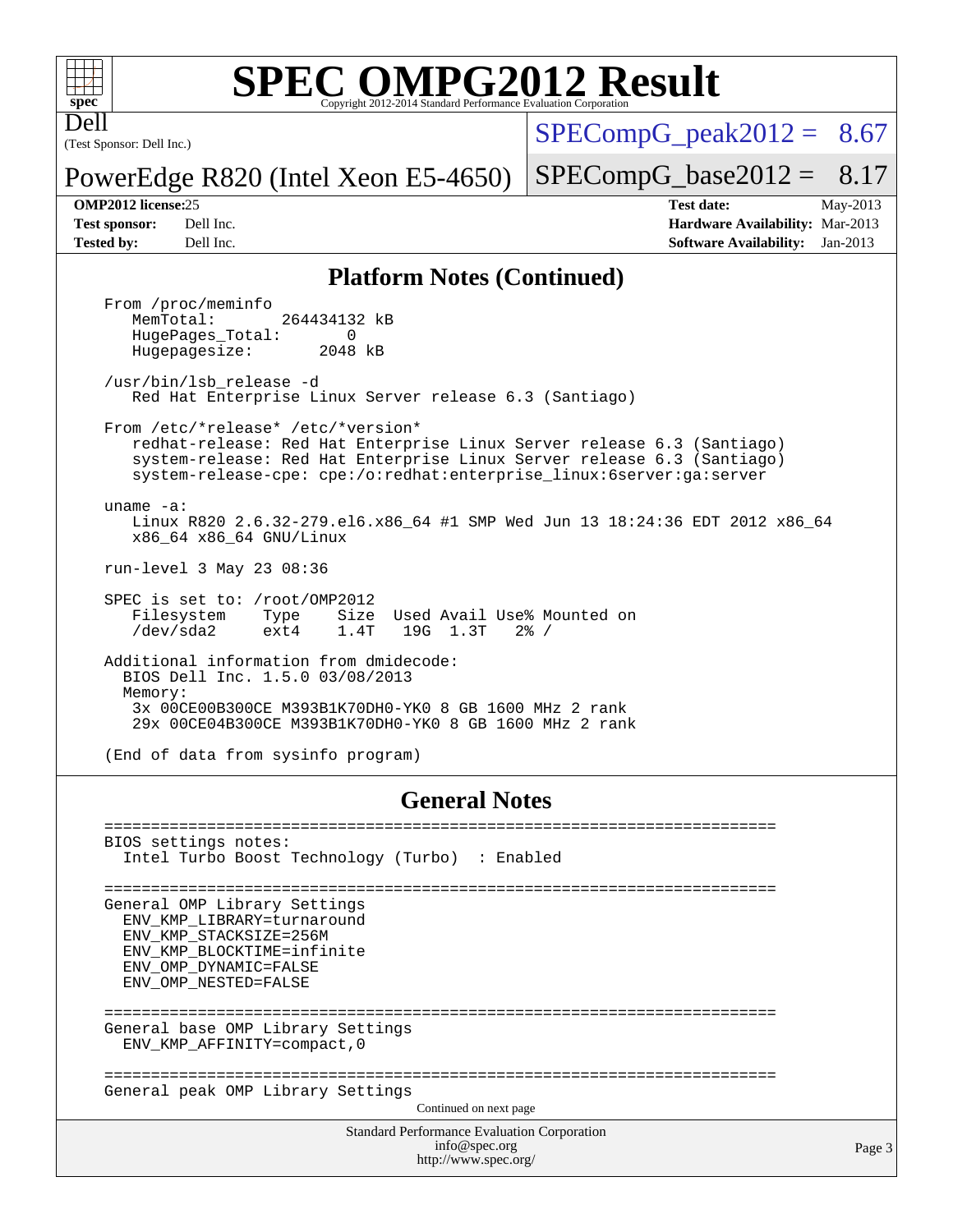# SPEC OMPG2012 Result

Copyright 2012-2014 Standard Performance Evaluation Corporation

Dell
(Test Sponsor: Dell Inc.)

PowerEdge R820 (Intel Xeon E5-4650)

SPECompG_peak2012 = 8.67

SPECompG_base2012 = 8.17

| | | | |
|---|---|---|---|
| **OMP2012 license:** | 25 | **Test date:** | May-2013 |
| **Test sponsor:** | Dell Inc. | **Hardware Availability:** | Mar-2013 |
| **Tested by:** | Dell Inc. | **Software Availability:** | Jan-2013 |

## Platform Notes (Continued)

```
From /proc/meminfo
   MemTotal:       264434132 kB
   HugePages_Total:       0
   Hugepagesize:       2048 kB

/usr/bin/lsb_release -d
   Red Hat Enterprise Linux Server release 6.3 (Santiago)

From /etc/*release* /etc/*version*
   redhat-release: Red Hat Enterprise Linux Server release 6.3 (Santiago)
   system-release: Red Hat Enterprise Linux Server release 6.3 (Santiago)
   system-release-cpe: cpe:/o:redhat:enterprise_linux:6server:ga:server

uname -a:
   Linux R820 2.6.32-279.el6.x86_64 #1 SMP Wed Jun 13 18:24:36 EDT 2012 x86_64
   x86_64 x86_64 GNU/Linux

run-level 3 May 23 08:36

SPEC is set to: /root/OMP2012
   Filesystem    Type    Size  Used Avail Use% Mounted on
   /dev/sda2     ext4    1.4T   19G  1.3T   2% /

Additional information from dmidecode:
  BIOS Dell Inc. 1.5.0 03/08/2013
  Memory:
   3x 00CE00B300CE M393B1K70DH0-YK0 8 GB 1600 MHz 2 rank
   29x 00CE04B300CE M393B1K70DH0-YK0 8 GB 1600 MHz 2 rank

(End of data from sysinfo program)
```

## General Notes

```
========================================================================
BIOS settings notes:
  Intel Turbo Boost Technology (Turbo)  : Enabled

========================================================================
General OMP Library Settings
  ENV_KMP_LIBRARY=turnaround
  ENV_KMP_STACKSIZE=256M
  ENV_KMP_BLOCKTIME=infinite
  ENV_OMP_DYNAMIC=FALSE
  ENV_OMP_NESTED=FALSE

========================================================================
General base OMP Library Settings
  ENV_KMP_AFFINITY=compact,0

========================================================================
General peak OMP Library Settings
```

Continued on next page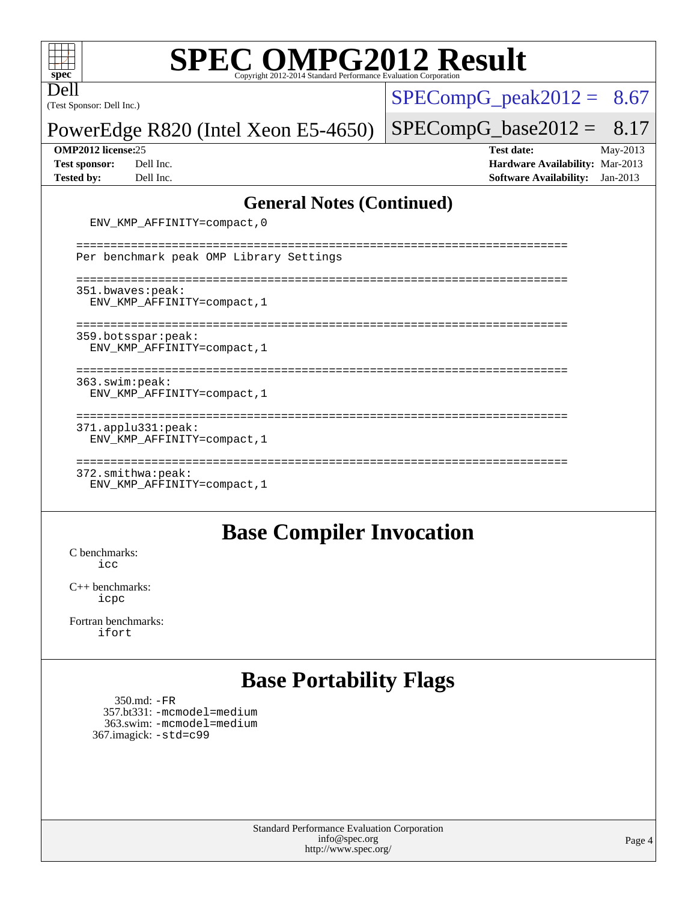## General Notes (Continued)

```
  ENV_KMP_AFFINITY=compact,0

========================================================================
Per benchmark peak OMP Library Settings

========================================================================
351.bwaves:peak:
  ENV_KMP_AFFINITY=compact,1

========================================================================
359.botsspar:peak:
  ENV_KMP_AFFINITY=compact,1

========================================================================
363.swim:peak:
  ENV_KMP_AFFINITY=compact,1

========================================================================
371.applu331:peak:
  ENV_KMP_AFFINITY=compact,1

========================================================================
372.smithwa:peak:
  ENV_KMP_AFFINITY=compact,1
```

## Base Compiler Invocation

C benchmarks:
`icc`

C++ benchmarks:
`icpc`

Fortran benchmarks:
`ifort`

## Base Portability Flags

350.md: `-FR`
357.bt331: `-mcmodel=medium`
363.swim: `-mcmodel=medium`
367.imagick: `-std=c99`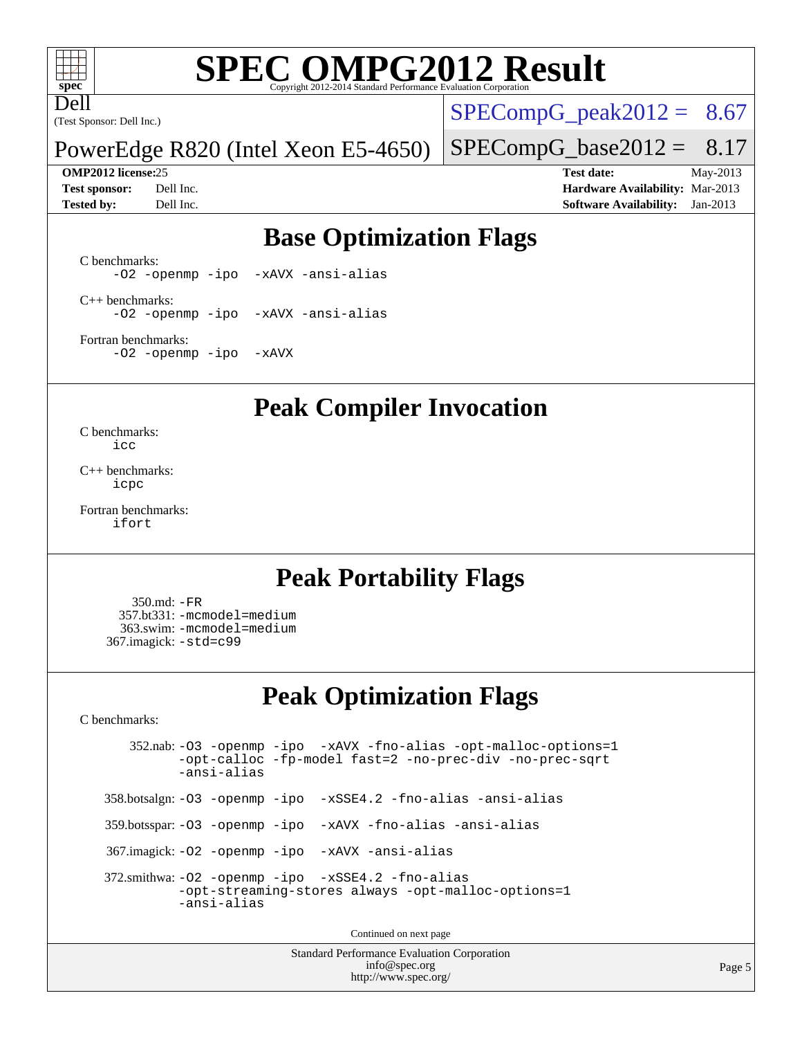# SPEC OMPG2012 Result

Copyright 2012-2014 Standard Performance Evaluation Corporation

**Dell**
(Test Sponsor: Dell Inc.)

**PowerEdge R820 (Intel Xeon E5-4650)**

SPECompG_peak2012 = 8.67
SPECompG_base2012 = 8.17

**OMP2012 license:** 25
**Test sponsor:** Dell Inc.
**Tested by:** Dell Inc.

**Test date:** May-2013
**Hardware Availability:** Mar-2013
**Software Availability:** Jan-2013

## Base Optimization Flags

C benchmarks:
`-O2 -openmp -ipo -xAVX -ansi-alias`

C++ benchmarks:
`-O2 -openmp -ipo -xAVX -ansi-alias`

Fortran benchmarks:
`-O2 -openmp -ipo -xAVX`

## Peak Compiler Invocation

C benchmarks:
`icc`

C++ benchmarks:
`icpc`

Fortran benchmarks:
`ifort`

## Peak Portability Flags

350.md: `-FR`
357.bt331: `-mcmodel=medium`
363.swim: `-mcmodel=medium`
367.imagick: `-std=c99`

## Peak Optimization Flags

C benchmarks:

352.nab: `-O3 -openmp -ipo -xAVX -fno-alias -opt-malloc-options=1 -opt-calloc -fp-model fast=2 -no-prec-div -no-prec-sqrt -ansi-alias`

358.botsalgn: `-O3 -openmp -ipo -xSSE4.2 -fno-alias -ansi-alias`

359.botsspar: `-O3 -openmp -ipo -xAVX -fno-alias -ansi-alias`

367.imagick: `-O2 -openmp -ipo -xAVX -ansi-alias`

372.smithwa: `-O2 -openmp -ipo -xSSE4.2 -fno-alias -opt-streaming-stores always -opt-malloc-options=1 -ansi-alias`

Continued on next page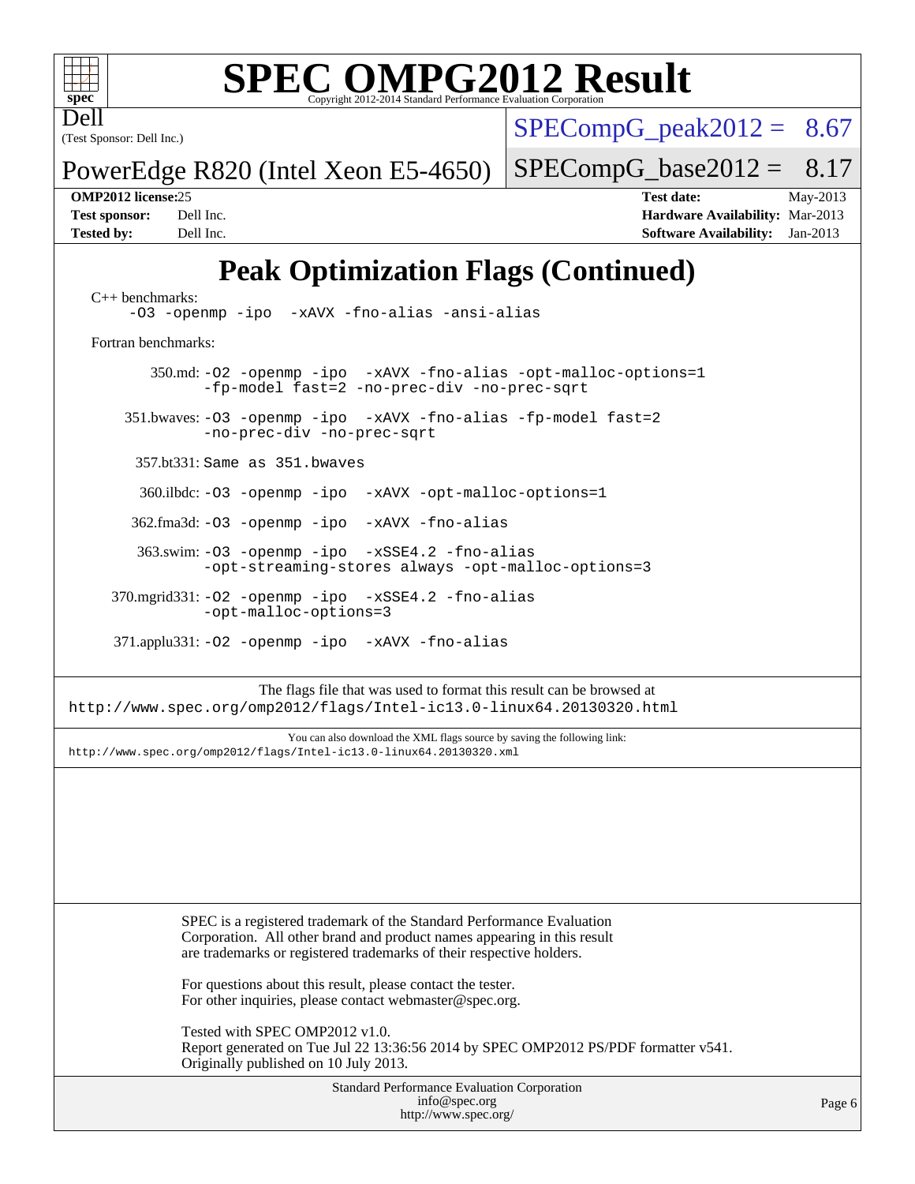# Peak Optimization Flags (Continued)

C++ benchmarks:

-O3 -openmp -ipo -xAVX -fno-alias -ansi-alias

Fortran benchmarks:

350.md: -O2 -openmp -ipo -xAVX -fno-alias -opt-malloc-options=1 -fp-model fast=2 -no-prec-div -no-prec-sqrt

351.bwaves: -O3 -openmp -ipo -xAVX -fno-alias -fp-model fast=2 -no-prec-div -no-prec-sqrt

357.bt331: Same as 351.bwaves

360.ilbdc: -O3 -openmp -ipo -xAVX -opt-malloc-options=1

362.fma3d: -O3 -openmp -ipo -xAVX -fno-alias

363.swim: -O3 -openmp -ipo -xSSE4.2 -fno-alias -opt-streaming-stores always -opt-malloc-options=3

370.mgrid331: -O2 -openmp -ipo -xSSE4.2 -fno-alias -opt-malloc-options=3

371.applu331: -O2 -openmp -ipo -xAVX -fno-alias

The flags file that was used to format this result can be browsed at
http://www.spec.org/omp2012/flags/Intel-ic13.0-linux64.20130320.html

You can also download the XML flags source by saving the following link:
http://www.spec.org/omp2012/flags/Intel-ic13.0-linux64.20130320.xml

SPEC is a registered trademark of the Standard Performance Evaluation Corporation. All other brand and product names appearing in this result are trademarks or registered trademarks of their respective holders.

For questions about this result, please contact the tester.
For other inquiries, please contact webmaster@spec.org.

Tested with SPEC OMP2012 v1.0.
Report generated on Tue Jul 22 13:36:56 2014 by SPEC OMP2012 PS/PDF formatter v541.
Originally published on 10 July 2013.